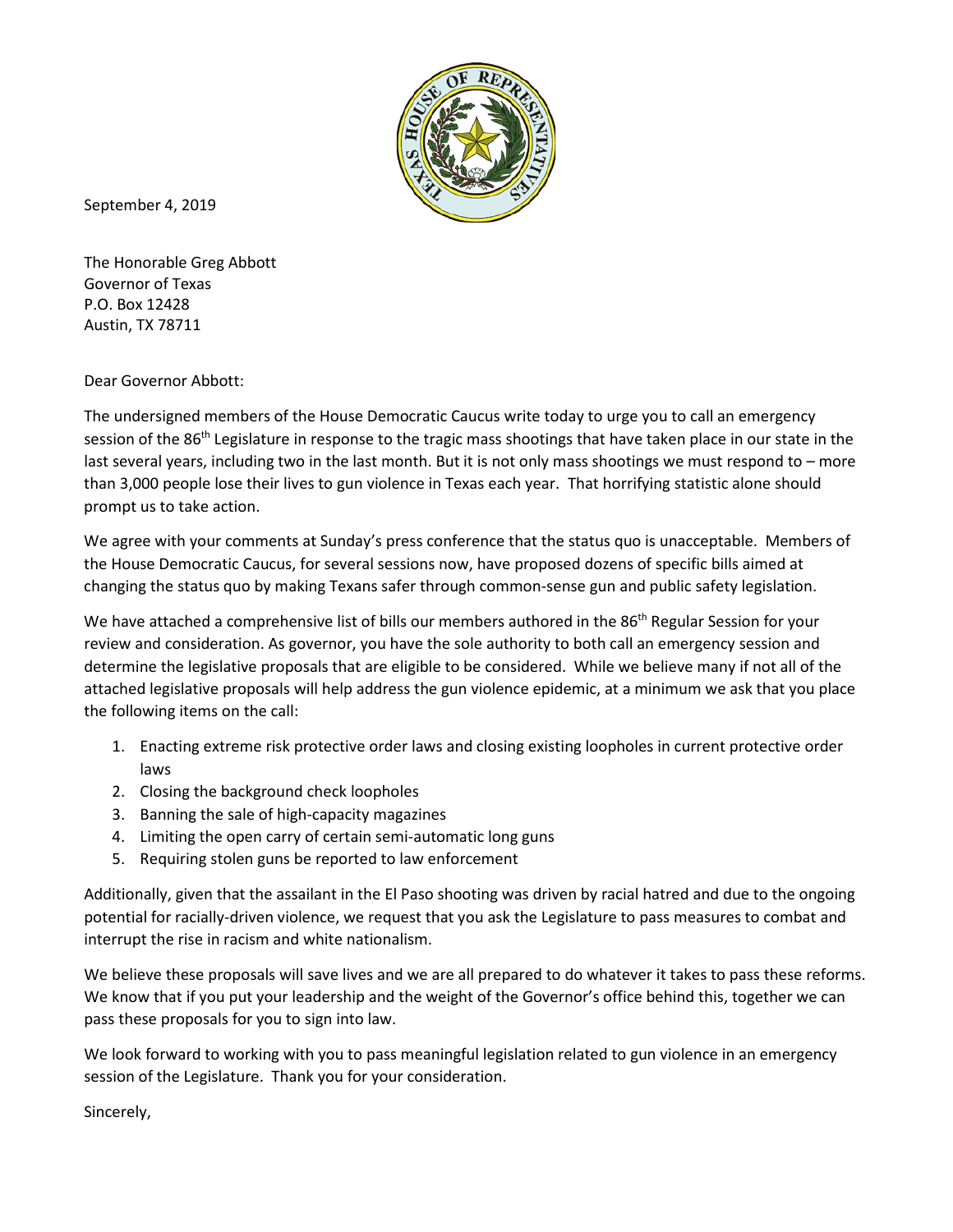September 4, 2019

The Honorable Greg Abbott
Governor of Texas
P.O. Box 12428
Austin, TX 78711

Dear Governor Abbott:

The undersigned members of the House Democratic Caucus write today to urge you to call an emergency session of the 86th Legislature in response to the tragic mass shootings that have taken place in our state in the last several years, including two in the last month. But it is not only mass shootings we must respond to – more than 3,000 people lose their lives to gun violence in Texas each year. That horrifying statistic alone should prompt us to take action.

We agree with your comments at Sunday's press conference that the status quo is unacceptable. Members of the House Democratic Caucus, for several sessions now, have proposed dozens of specific bills aimed at changing the status quo by making Texans safer through common-sense gun and public safety legislation.

We have attached a comprehensive list of bills our members authored in the 86th Regular Session for your review and consideration. As governor, you have the sole authority to both call an emergency session and determine the legislative proposals that are eligible to be considered. While we believe many if not all of the attached legislative proposals will help address the gun violence epidemic, at a minimum we ask that you place the following items on the call:

1. Enacting extreme risk protective order laws and closing existing loopholes in current protective order laws
2. Closing the background check loopholes
3. Banning the sale of high-capacity magazines
4. Limiting the open carry of certain semi-automatic long guns
5. Requiring stolen guns be reported to law enforcement

Additionally, given that the assailant in the El Paso shooting was driven by racial hatred and due to the ongoing potential for racially-driven violence, we request that you ask the Legislature to pass measures to combat and interrupt the rise in racism and white nationalism.

We believe these proposals will save lives and we are all prepared to do whatever it takes to pass these reforms. We know that if you put your leadership and the weight of the Governor's office behind this, together we can pass these proposals for you to sign into law.

We look forward to working with you to pass meaningful legislation related to gun violence in an emergency session of the Legislature. Thank you for your consideration.

Sincerely,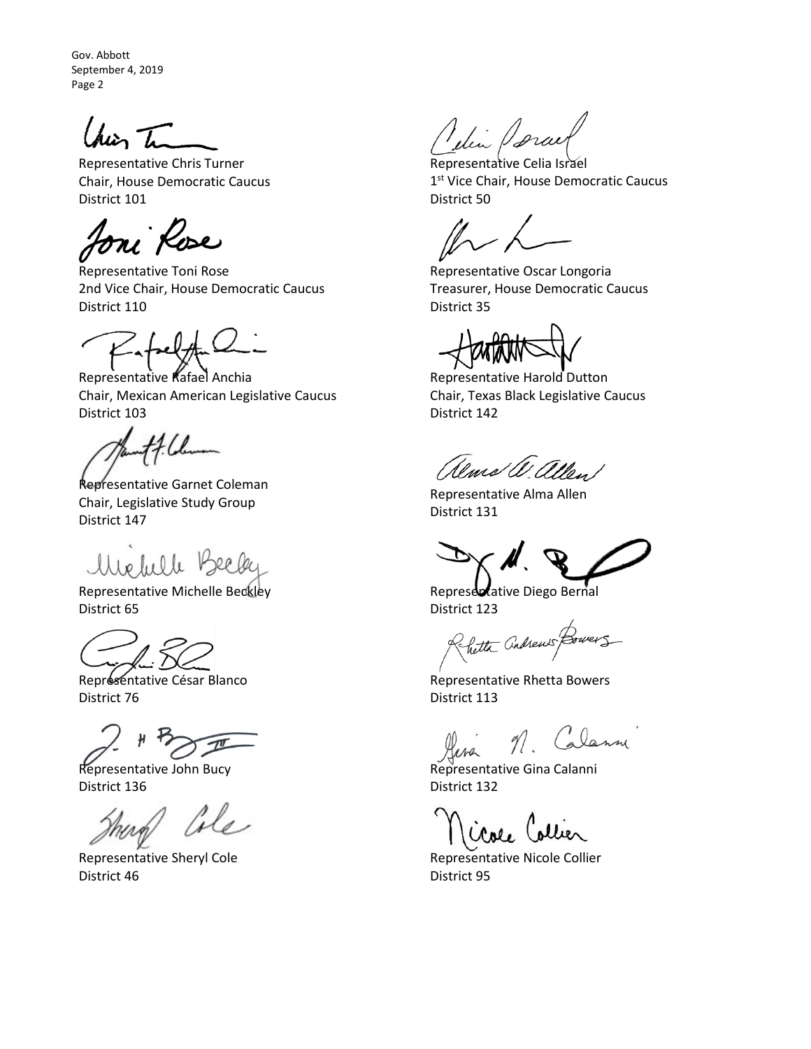Gov. Abbott
September 4, 2019
Page 2

Representative Chris Turner
Chair, House Democratic Caucus
District 101

Representative Celia Israel
1st Vice Chair, House Democratic Caucus
District 50

Representative Toni Rose
2nd Vice Chair, House Democratic Caucus
District 110

Representative Oscar Longoria
Treasurer, House Democratic Caucus
District 35

Representative Rafael Anchia
Chair, Mexican American Legislative Caucus
District 103

Representative Harold Dutton
Chair, Texas Black Legislative Caucus
District 142

Representative Garnet Coleman
Chair, Legislative Study Group
District 147

Representative Alma Allen
District 131

Representative Michelle Beckley
District 65

Representative Diego Bernal
District 123

Representative César Blanco
District 76

Representative Rhetta Bowers
District 113

Representative John Bucy
District 136

Representative Gina Calanni
District 132

Representative Sheryl Cole
District 46

Representative Nicole Collier
District 95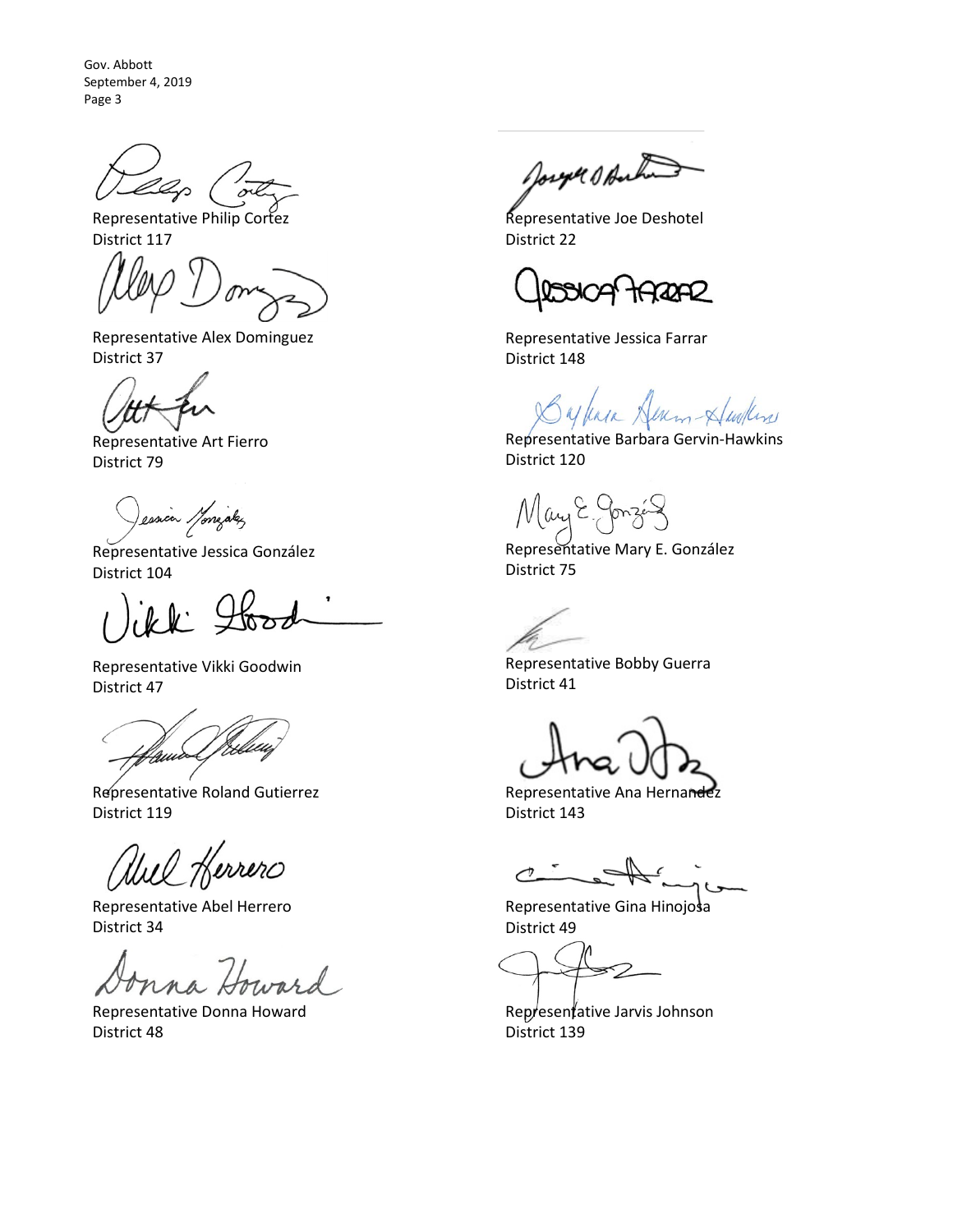Representative Philip Cortez
District 117

Representative Joe Deshotel
District 22

Representative Alex Dominguez
District 37

Representative Jessica Farrar
District 148

Representative Art Fierro
District 79

Representative Barbara Gervin-Hawkins
District 120

Representative Jessica González
District 104

Representative Mary E. González
District 75

Representative Vikki Goodwin
District 47

Representative Bobby Guerra
District 41

Representative Roland Gutierrez
District 119

Representative Ana Hernandez
District 143

Representative Abel Herrero
District 34

Representative Gina Hinojosa
District 49

Representative Donna Howard
District 48

Representative Jarvis Johnson
District 139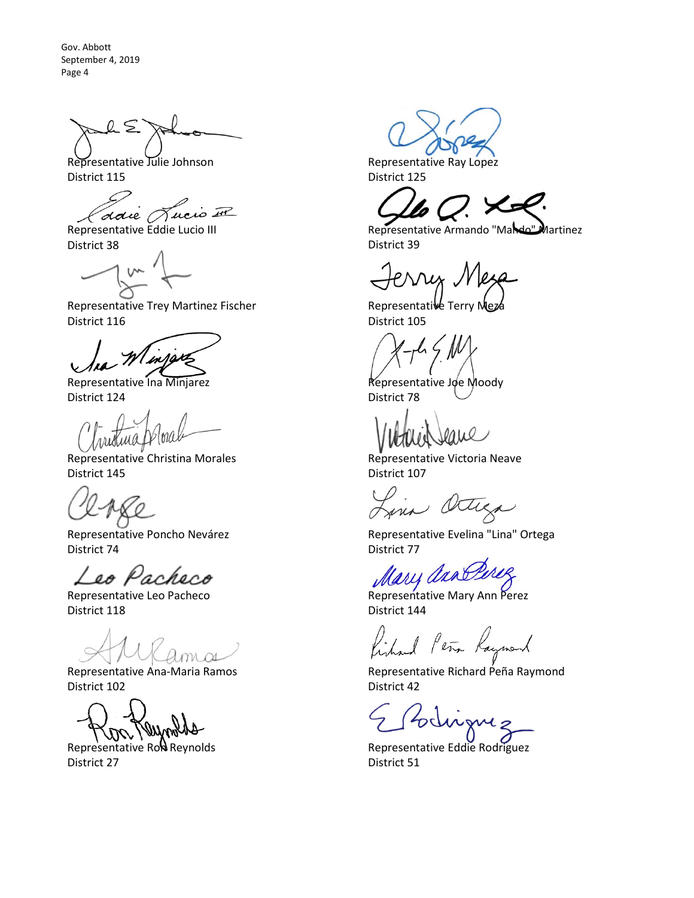Representative Julie Johnson
District 115

Representative Ray Lopez
District 125

Representative Eddie Lucio III
District 38

Representative Armando "Mando" Martinez
District 39

Representative Trey Martinez Fischer
District 116

Representative Terry Meza
District 105

Representative Ina Minjarez
District 124

Representative Joe Moody
District 78

Representative Christina Morales
District 145

Representative Victoria Neave
District 107

Representative Poncho Nevárez
District 74

Representative Evelina "Lina" Ortega
District 77

Representative Leo Pacheco
District 118

Representative Mary Ann Perez
District 144

Representative Ana-Maria Ramos
District 102

Representative Richard Peña Raymond
District 42

Representative Ron Reynolds
District 27

Representative Eddie Rodriguez
District 51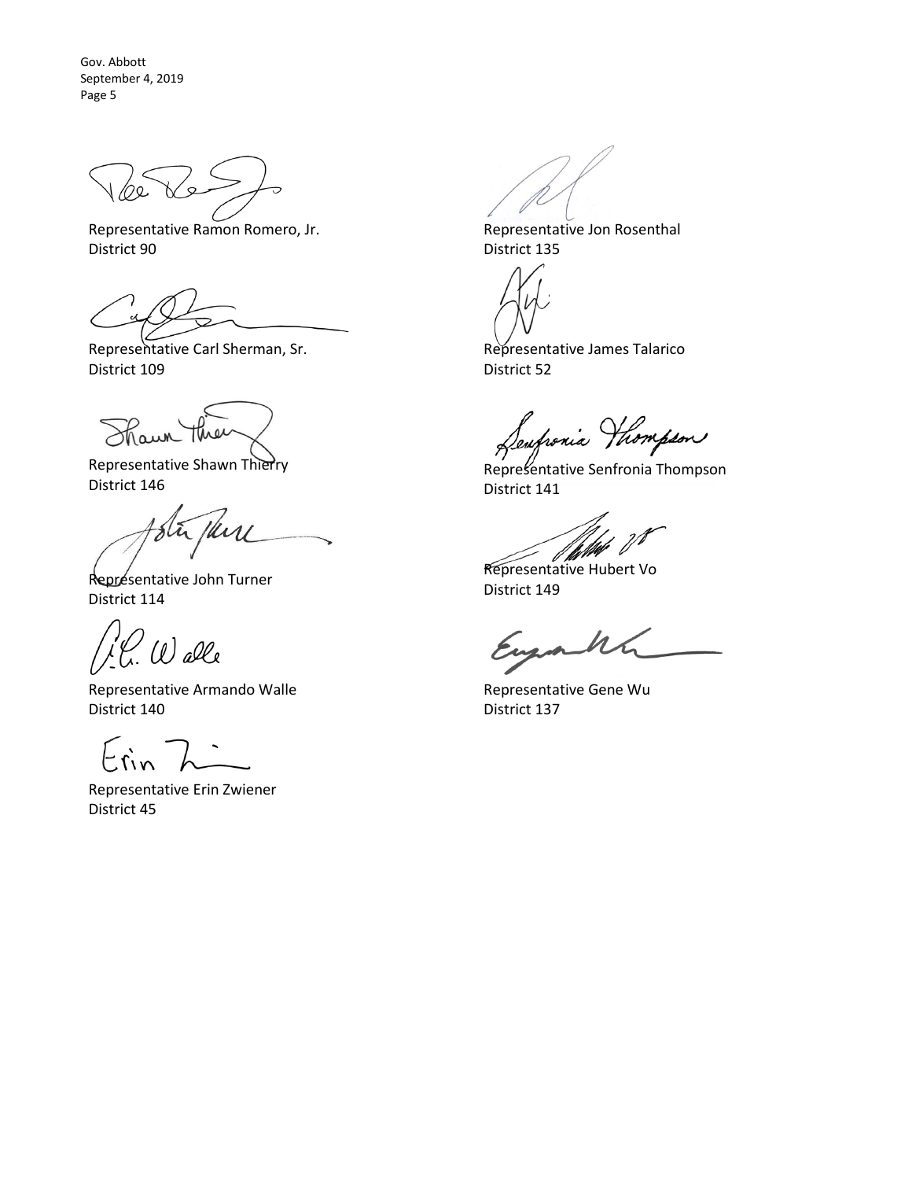Representative Ramon Romero, Jr.
District 90

Representative Carl Sherman, Sr.
District 109

Representative Shawn Thierry
District 146

Representative John Turner
District 114

Representative Armando Walle
District 140

Representative Erin Zwiener
District 45

Representative Jon Rosenthal
District 135

Representative James Talarico
District 52

Representative Senfronia Thompson
District 141

Representative Hubert Vo
District 149

Representative Gene Wu
District 137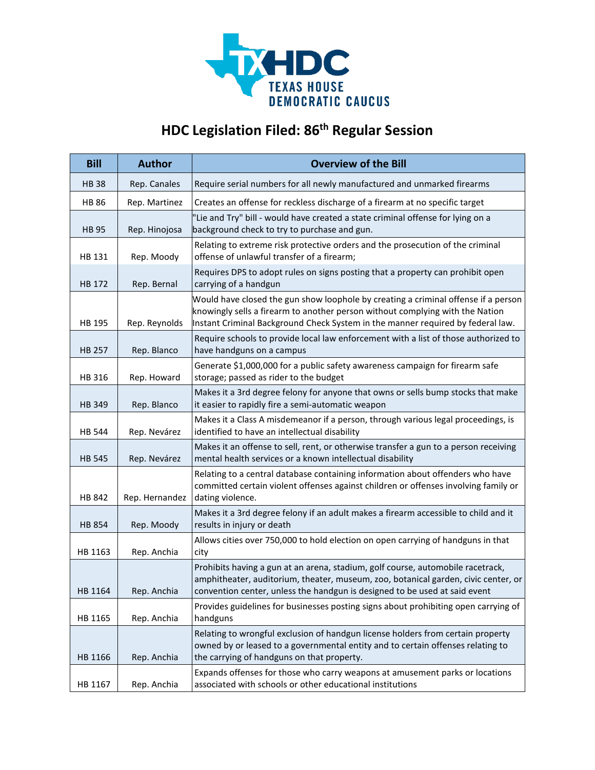TXHDC TEXAS HOUSE DEMOCRATIC CAUCUS

# HDC Legislation Filed: 86th Regular Session

| Bill | Author | Overview of the Bill |
|---|---|---|
| HB 38 | Rep. Canales | Require serial numbers for all newly manufactured and unmarked firearms |
| HB 86 | Rep. Martinez | Creates an offense for reckless discharge of a firearm at no specific target |
| HB 95 | Rep. Hinojosa | "Lie and Try" bill - would have created a state criminal offense for lying on a background check to try to purchase and gun. |
| HB 131 | Rep. Moody | Relating to extreme risk protective orders and the prosecution of the criminal offense of unlawful transfer of a firearm; |
| HB 172 | Rep. Bernal | Requires DPS to adopt rules on signs posting that a property can prohibit open carrying of a handgun |
| HB 195 | Rep. Reynolds | Would have closed the gun show loophole by creating a criminal offense if a person knowingly sells a firearm to another person without complying with the Nation Instant Criminal Background Check System in the manner required by federal law. |
| HB 257 | Rep. Blanco | Require schools to provide local law enforcement with a list of those authorized to have handguns on a campus |
| HB 316 | Rep. Howard | Generate $1,000,000 for a public safety awareness campaign for firearm safe storage; passed as rider to the budget |
| HB 349 | Rep. Blanco | Makes it a 3rd degree felony for anyone that owns or sells bump stocks that make it easier to rapidly fire a semi-automatic weapon |
| HB 544 | Rep. Nevárez | Makes it a Class A misdemeanor if a person, through various legal proceedings, is identified to have an intellectual disability |
| HB 545 | Rep. Nevárez | Makes it an offense to sell, rent, or otherwise transfer a gun to a person receiving mental health services or a known intellectual disability |
| HB 842 | Rep. Hernandez | Relating to a central database containing information about offenders who have committed certain violent offenses against children or offenses involving family or dating violence. |
| HB 854 | Rep. Moody | Makes it a 3rd degree felony if an adult makes a firearm accessible to child and it results in injury or death |
| HB 1163 | Rep. Anchia | Allows cities over 750,000 to hold election on open carrying of handguns in that city |
| HB 1164 | Rep. Anchia | Prohibits having a gun at an arena, stadium, golf course, automobile racetrack, amphitheater, auditorium, theater, museum, zoo, botanical garden, civic center, or convention center, unless the handgun is designed to be used at said event |
| HB 1165 | Rep. Anchia | Provides guidelines for businesses posting signs about prohibiting open carrying of handguns |
| HB 1166 | Rep. Anchia | Relating to wrongful exclusion of handgun license holders from certain property owned by or leased to a governmental entity and to certain offenses relating to the carrying of handguns on that property. |
| HB 1167 | Rep. Anchia | Expands offenses for those who carry weapons at amusement parks or locations associated with schools or other educational institutions |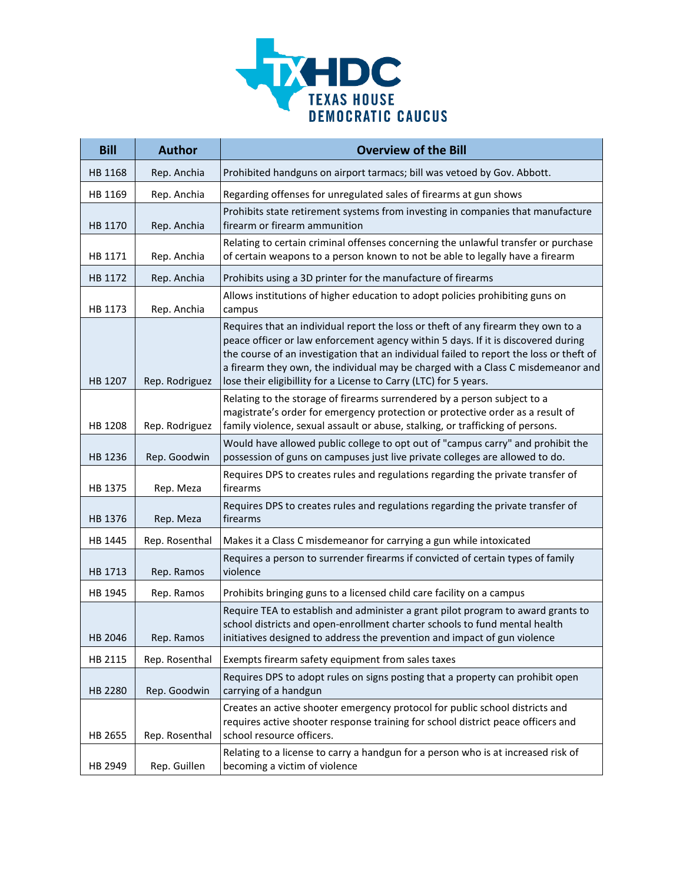| Bill | Author | Overview of the Bill |
| --- | --- | --- |
| HB 1168 | Rep. Anchia | Prohibited handguns on airport tarmacs; bill was vetoed by Gov. Abbott. |
| HB 1169 | Rep. Anchia | Regarding offenses for unregulated sales of firearms at gun shows |
| HB 1170 | Rep. Anchia | Prohibits state retirement systems from investing in companies that manufacture firearm or firearm ammunition |
| HB 1171 | Rep. Anchia | Relating to certain criminal offenses concerning the unlawful transfer or purchase of certain weapons to a person known to not be able to legally have a firearm |
| HB 1172 | Rep. Anchia | Prohibits using a 3D printer for the manufacture of firearms |
| HB 1173 | Rep. Anchia | Allows institutions of higher education to adopt policies prohibiting guns on campus |
| HB 1207 | Rep. Rodriguez | Requires that an individual report the loss or theft of any firearm they own to a peace officer or law enforcement agency within 5 days. If it is discovered during the course of an investigation that an individual failed to report the loss or theft of a firearm they own, the individual may be charged with a Class C misdemeanor and lose their eligibillity for a License to Carry (LTC) for 5 years. |
| HB 1208 | Rep. Rodriguez | Relating to the storage of firearms surrendered by a person subject to a magistrate's order for emergency protection or protective order as a result of family violence, sexual assault or abuse, stalking, or trafficking of persons. |
| HB 1236 | Rep. Goodwin | Would have allowed public college to opt out of "campus carry" and prohibit the possession of guns on campuses just live private colleges are allowed to do. |
| HB 1375 | Rep. Meza | Requires DPS to creates rules and regulations regarding the private transfer of firearms |
| HB 1376 | Rep. Meza | Requires DPS to creates rules and regulations regarding the private transfer of firearms |
| HB 1445 | Rep. Rosenthal | Makes it a Class C misdemeanor for carrying a gun while intoxicated |
| HB 1713 | Rep. Ramos | Requires a person to surrender firearms if convicted of certain types of family violence |
| HB 1945 | Rep. Ramos | Prohibits bringing guns to a licensed child care facility on a campus |
| HB 2046 | Rep. Ramos | Require TEA to establish and administer a grant pilot program to award grants to school districts and open-enrollment charter schools to fund mental health initiatives designed to address the prevention and impact of gun violence |
| HB 2115 | Rep. Rosenthal | Exempts firearm safety equipment from sales taxes |
| HB 2280 | Rep. Goodwin | Requires DPS to adopt rules on signs posting that a property can prohibit open carrying of a handgun |
| HB 2655 | Rep. Rosenthal | Creates an active shooter emergency protocol for public school districts and requires active shooter response training for school district peace officers and school resource officers. |
| HB 2949 | Rep. Guillen | Relating to a license to carry a handgun for a person who is at increased risk of becoming a victim of violence |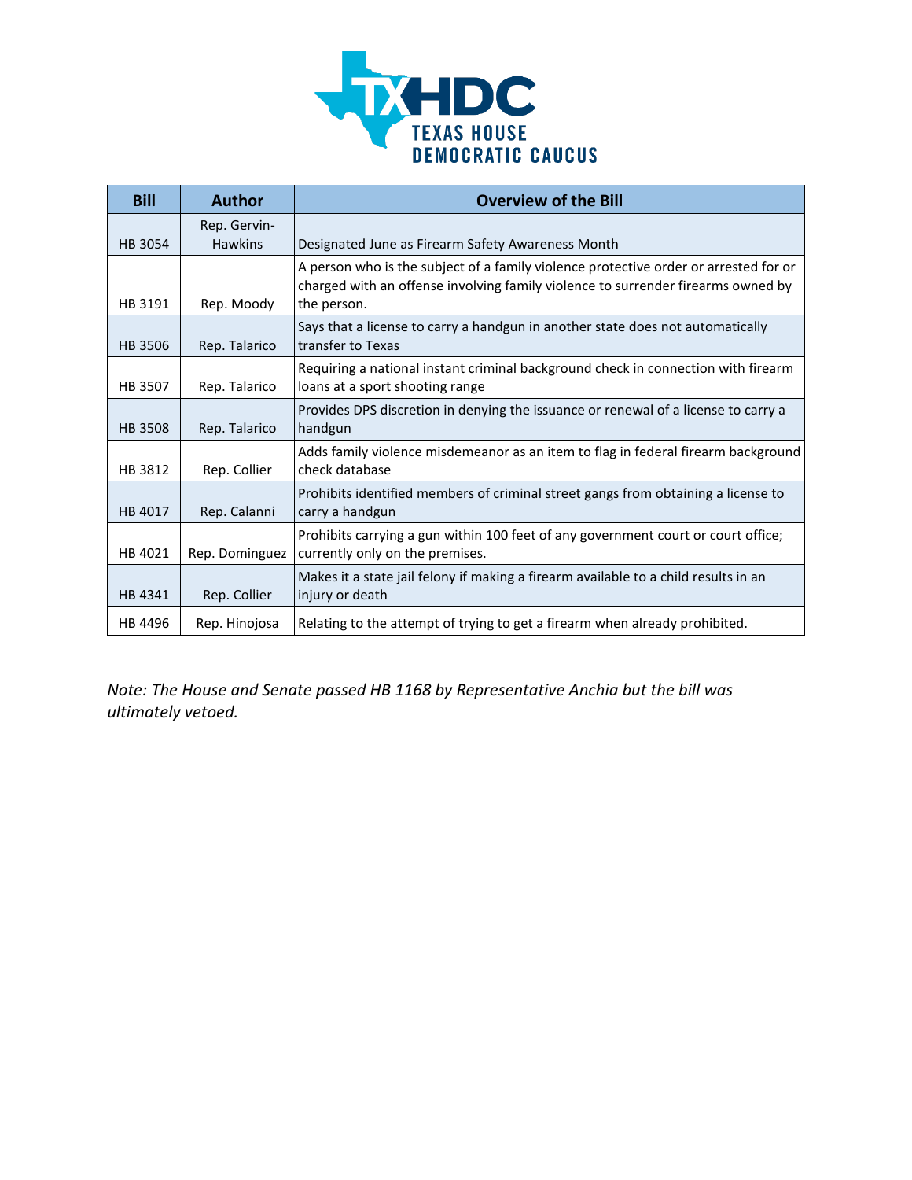TXHDC TEXAS HOUSE DEMOCRATIC CAUCUS

| Bill | Author | Overview of the Bill |
|---|---|---|
| HB 3054 | Rep. Gervin-Hawkins | Designated June as Firearm Safety Awareness Month |
| HB 3191 | Rep. Moody | A person who is the subject of a family violence protective order or arrested for or charged with an offense involving family violence to surrender firearms owned by the person. |
| HB 3506 | Rep. Talarico | Says that a license to carry a handgun in another state does not automatically transfer to Texas |
| HB 3507 | Rep. Talarico | Requiring a national instant criminal background check in connection with firearm loans at a sport shooting range |
| HB 3508 | Rep. Talarico | Provides DPS discretion in denying the issuance or renewal of a license to carry a handgun |
| HB 3812 | Rep. Collier | Adds family violence misdemeanor as an item to flag in federal firearm background check database |
| HB 4017 | Rep. Calanni | Prohibits identified members of criminal street gangs from obtaining a license to carry a handgun |
| HB 4021 | Rep. Dominguez | Prohibits carrying a gun within 100 feet of any government court or court office; currently only on the premises. |
| HB 4341 | Rep. Collier | Makes it a state jail felony if making a firearm available to a child results in an injury or death |
| HB 4496 | Rep. Hinojosa | Relating to the attempt of trying to get a firearm when already prohibited. |

*Note: The House and Senate passed HB 1168 by Representative Anchia but the bill was ultimately vetoed.*